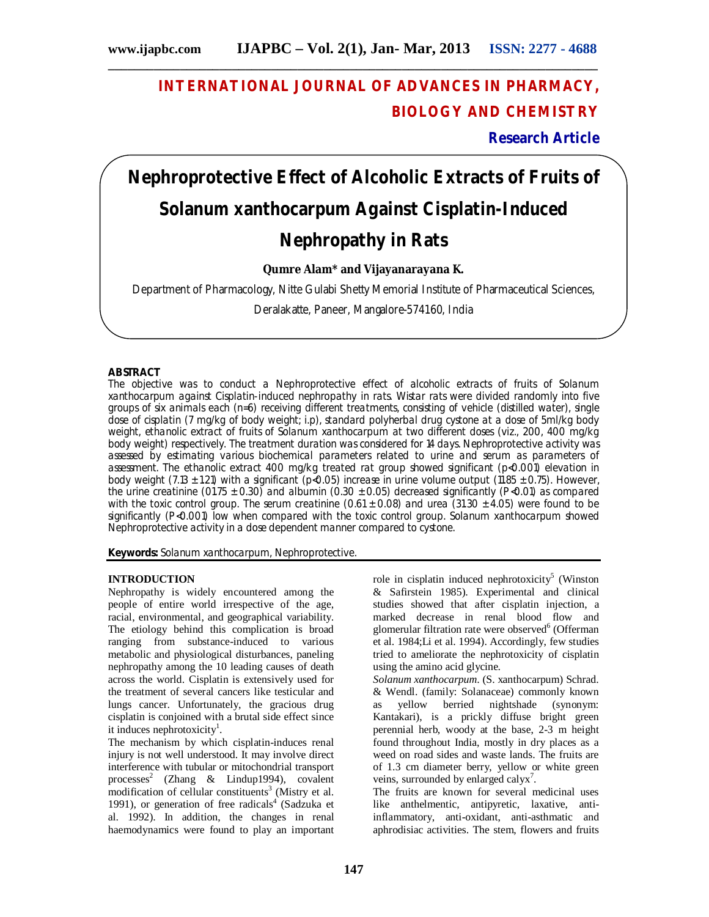# INTERNATIONAL JOURNAL OF ADVANCES IN PHARMACY, BIOLOGY AND CHEMISTRY

**Research Article**

# Nephroprotective Effect of Alcoholic Extracts of Fruits of Solanum xanthocarpum Against Cisplatin-Induced Nephropathy in Rats

**Qumre Alam\* and Vijayanarayana K.**

Department of Pharmacology, Nitte Gulabi Shetty Memorial Institute of Pharmaceutical Sciences, Deralakatte, Paneer, Mangalore-574160, India

## ABSTRACT

The objective was to conduct a Nephroprotective effect of alcoholic extracts of fruits of Solanum xanthocarpum against Cisplatin-induced nephropathy in rats. Wistar rats were divided randomly into five groups of six animals each (n=6) receiving different treatments, consisting of vehicle (distilled water), single dose of cisplatin (7 mg/kg of body weight; i.p), standard polyherbal drug cystone at a dose of 5ml/kg body weight, ethanolic extract of fruits of Solanum xanthocarpum at two different doses (viz., 200, 400 mg/kg body weight) respectively. The treatment duration was considered for 14 days. Nephroprotective activity was assessed by estimating various biochemical parameters related to urine and serum as parameters of assessment. The ethanolic extract 400 mg/kg treated rat group showed significant ($p<0.001$) elevation in body weight ($7.13 \pm 1.21$) with a significant ($p<0.05$) increase in urine volume output ($11.85 \pm 0.75$). However, the urine creatinine ($01.75 \pm 0.30$) and albumin ($0.30 \pm 0.05$) decreased significantly ($P<0.01$) as compared with the toxic control group. The serum creatinine ($0.61 \pm 0.08$) and urea ($31.30 \pm 4.05$) were found to be significantly ($P<0.001$) low when compared with the toxic control group. Solanum xanthocarpum showed Nephroprotective activity in a dose dependent manner compared to cystone.

**Keywords:** Solanum xanthocarpum, Nephroprotective.

## INTRODUCTION

Nephropathy is widely encountered among the people of entire world irrespective of the age, racial, environmental, and geographical variability. The etiology behind this complication is broad ranging from substance-induced to various metabolic and physiological disturbances, paneling nephropathy among the 10 leading causes of death across the world. Cisplatin is extensively used for the treatment of several cancers like testicular and lungs cancer. Unfortunately, the gracious drug cisplatin is conjoined with a brutal side effect since it induces nephrotoxicity[1].

The mechanism by which cisplatin-induces renal injury is not well understood. It may involve direct interference with tubular or mitochondrial transport processes[2] (Zhang & Lindup1994), covalent modification of cellular constituents[3] (Mistry et al. 1991), or generation of free radicals[4] (Sadzuka et al. 1992). In addition, the changes in renal haemodynamics were found to play an important role in cisplatin induced nephrotoxicity[5] (Winston & Safirstein 1985). Experimental and clinical studies showed that after cisplatin injection, a marked decrease in renal blood flow and glomerular filtration rate were observed[6] (Offerman et al. 1984;Li et al. 1994). Accordingly, few studies tried to ameliorate the nephrotoxicity of cisplatin using the amino acid glycine.

*Solanum xanthocarpum*. (S. xanthocarpum) Schrad. & Wendl. (family: Solanaceae) commonly known as yellow berried nightshade (synonym: Kantakari), is a prickly diffuse bright green perennial herb, woody at the base, 2-3 m height found throughout India, mostly in dry places as a weed on road sides and waste lands. The fruits are of 1.3 cm diameter berry, yellow or white green veins, surrounded by enlarged calyx[7].

The fruits are known for several medicinal uses like anthelmentic, antipyretic, laxative, anti-inflammatory, anti-oxidant, anti-asthmatic and aphrodisiac activities. The stem, flowers and fruits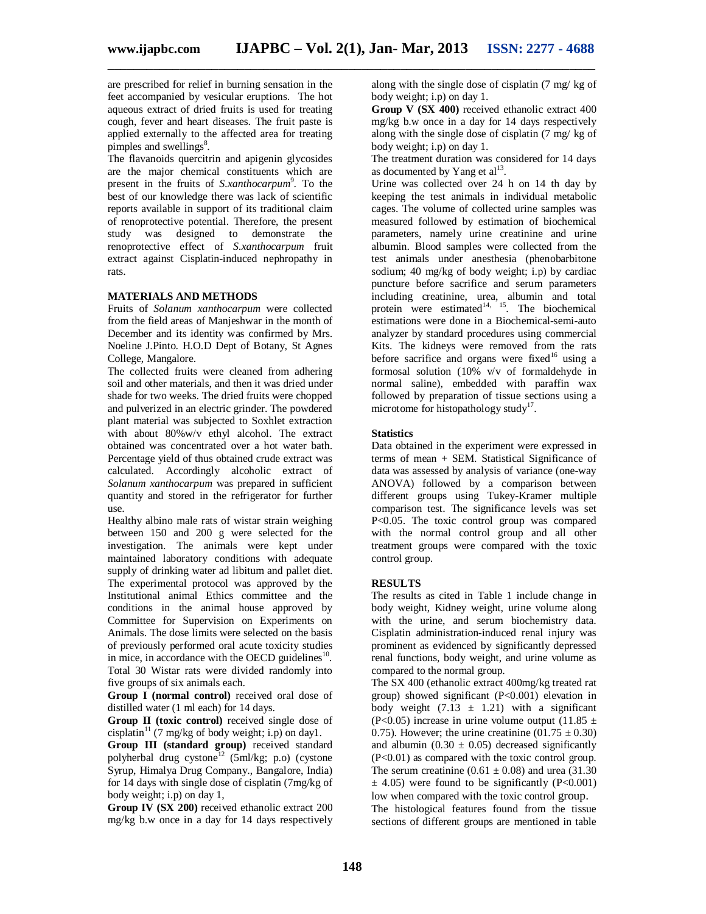are prescribed for relief in burning sensation in the feet accompanied by vesicular eruptions. The hot aqueous extract of dried fruits is used for treating cough, fever and heart diseases. The fruit paste is applied externally to the affected area for treating pimples and swellings[8].

The flavanoids quercitrin and apigenin glycosides are the major chemical constituents which are present in the fruits of *S.xanthocarpum*[9]. To the best of our knowledge there was lack of scientific reports available in support of its traditional claim of renoprotective potential. Therefore, the present study was designed to demonstrate the renoprotective effect of *S.xanthocarpum* fruit extract against Cisplatin-induced nephropathy in rats.

## MATERIALS AND METHODS

Fruits of *Solanum xanthocarpum* were collected from the field areas of Manjeshwar in the month of December and its identity was confirmed by Mrs. Noeline J.Pinto. H.O.D Dept of Botany, St Agnes College, Mangalore.

The collected fruits were cleaned from adhering soil and other materials, and then it was dried under shade for two weeks. The dried fruits were chopped and pulverized in an electric grinder. The powdered plant material was subjected to Soxhlet extraction with about 80%w/v ethyl alcohol. The extract obtained was concentrated over a hot water bath. Percentage yield of thus obtained crude extract was calculated. Accordingly alcoholic extract of *Solanum xanthocarpum* was prepared in sufficient quantity and stored in the refrigerator for further use.

Healthy albino male rats of wistar strain weighing between 150 and 200 g were selected for the investigation. The animals were kept under maintained laboratory conditions with adequate supply of drinking water ad libitum and pallet diet. The experimental protocol was approved by the Institutional animal Ethics committee and the conditions in the animal house approved by Committee for Supervision on Experiments on Animals. The dose limits were selected on the basis of previously performed oral acute toxicity studies in mice, in accordance with the OECD guidelines[10]. Total 30 Wistar rats were divided randomly into five groups of six animals each.

**Group I (normal control)** received oral dose of distilled water (1 ml each) for 14 days.

**Group II (toxic control)** received single dose of cisplatin[11] (7 mg/kg of body weight; i.p) on day1.

**Group III (standard group)** received standard polyherbal drug cystone[12] (5ml/kg; p.o) (cystone Syrup, Himalya Drug Company., Bangalore, India) for 14 days with single dose of cisplatin (7mg/kg of body weight; i.p) on day 1,

**Group IV (SX 200)** received ethanolic extract 200 mg/kg b.w once in a day for 14 days respectively along with the single dose of cisplatin (7 mg/ kg of body weight; i.p) on day 1.

**Group V (SX 400)** received ethanolic extract 400 mg/kg b.w once in a day for 14 days respectively along with the single dose of cisplatin (7 mg/ kg of body weight; i.p) on day 1.

The treatment duration was considered for 14 days as documented by Yang et al[13].

Urine was collected over 24 h on 14 th day by keeping the test animals in individual metabolic cages. The volume of collected urine samples was measured followed by estimation of biochemical parameters, namely urine creatinine and urine albumin. Blood samples were collected from the test animals under anesthesia (phenobarbitone sodium; 40 mg/kg of body weight; i.p) by cardiac puncture before sacrifice and serum parameters including creatinine, urea, albumin and total protein were estimated[14, 15]. The biochemical estimations were done in a Biochemical-semi-auto analyzer by standard procedures using commercial Kits. The kidneys were removed from the rats before sacrifice and organs were fixed[16] using a formosal solution (10% v/v of formaldehyde in normal saline), embedded with paraffin wax followed by preparation of tissue sections using a microtome for histopathology study[17].

### Statistics

Data obtained in the experiment were expressed in terms of mean + SEM. Statistical Significance of data was assessed by analysis of variance (one-way ANOVA) followed by a comparison between different groups using Tukey-Kramer multiple comparison test. The significance levels was set $P<0.05$. The toxic control group was compared with the normal control group and all other treatment groups were compared with the toxic control group.

## RESULTS

The results as cited in Table 1 include change in body weight, Kidney weight, urine volume along with the urine, and serum biochemistry data. Cisplatin administration-induced renal injury was prominent as evidenced by significantly depressed renal functions, body weight, and urine volume as compared to the normal group.

The SX 400 (ethanolic extract 400mg/kg treated rat group) showed significant ($P<0.001$) elevation in body weight ($7.13 \pm 1.21$) with a significant ($P<0.05$) increase in urine volume output ($11.85 \pm 0.75$). However; the urine creatinine ($01.75 \pm 0.30$) and albumin ($0.30 \pm 0.05$) decreased significantly ($P<0.01$) as compared with the toxic control group. The serum creatinine ($0.61 \pm 0.08$) and urea ($31.30 \pm 4.05$) were found to be significantly ($P<0.001$) low when compared with the toxic control group.

The histological features found from the tissue sections of different groups are mentioned in table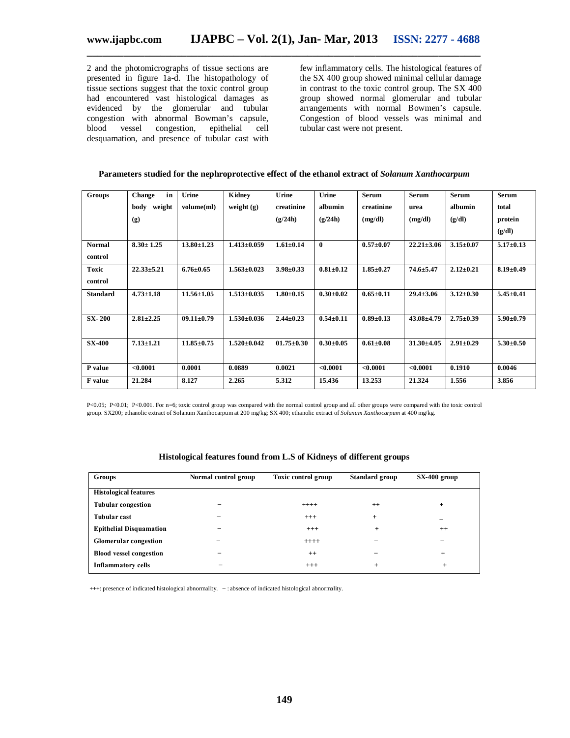2 and the photomicrographs of tissue sections are presented in figure 1a-d. The histopathology of tissue sections suggest that the toxic control group had encountered vast histological damages as evidenced by the glomerular and tubular congestion with abnormal Bowman's capsule, blood vessel congestion, epithelial cell desquamation, and presence of tubular cast with few inflammatory cells. The histological features of the SX 400 group showed minimal cellular damage in contrast to the toxic control group. The SX 400 group showed normal glomerular and tubular arrangements with normal Bowmen's capsule. Congestion of blood vessels was minimal and tubular cast were not present.

**Parameters studied for the nephroprotective effect of the ethanol extract of *Solanum Xanthocarpum***

| Groups | Change in body weight (g) | Urine volume(ml) | Kidney weight (g) | Urine creatinine (g/24h) | Urine albumin (g/24h) | Serum creatinine (mg/dl) | Serum urea (mg/dl) | Serum albumin (g/dl) | Serum total protein (g/dl) |
|---|---|---|---|---|---|---|---|---|---|
| Normal control | 8.30± 1.25 | 13.80±1.23 | 1.413±0.059 | 1.61±0.14 | 0 | 0.57±0.07 | 22.21±3.06 | 3.15±0.07 | 5.17±0.13 |
| Toxic control | 22.33±5.21 | 6.76±0.65 | 1.563±0.023 | 3.98±0.33 | 0.81±0.12 | 1.85±0.27 | 74.6±5.47 | 2.12±0.21 | 8.19±0.49 |
| Standard | 4.73±1.18 | 11.56±1.05 | 1.513±0.035 | 1.80±0.15 | 0.30±0.02 | 0.65±0.11 | 29.4±3.06 | 3.12±0.30 | 5.45±0.41 |
| SX- 200 | 2.81±2.25 | 09.11±0.79 | 1.530±0.036 | 2.44±0.23 | 0.54±0.11 | 0.89±0.13 | 43.08±4.79 | 2.75±0.39 | 5.90±0.79 |
| SX-400 | 7.13±1.21 | 11.85±0.75 | 1.520±0.042 | 01.75±0.30 | 0.30±0.05 | 0.61±0.08 | 31.30±4.05 | 2.91±0.29 | 5.30±0.50 |
| P value | <0.0001 | 0.0001 | 0.0889 | 0.0021 | <0.0001 | <0.0001 | <0.0001 | 0.1910 | 0.0046 |
| F value | 21.284 | 8.127 | 2.265 | 5.312 | 15.436 | 13.253 | 21.324 | 1.556 | 3.856 |

P<0.05; P<0.01; P<0.001. For n=6; toxic control group was compared with the normal control group and all other groups were compared with the toxic control group. SX200; ethanolic extract of Solanum Xanthocarpum at 200 mg/kg; SX 400; ethanolic extract of *Solanum Xanthocarpum* at 400 mg/kg.

**Histological features found from L.S of Kidneys of different groups**

| Groups | Normal control group | Toxic control group | Standard group | SX-400 group |
|---|---|---|---|---|
| **Histological features** | | | | |
| **Tubular congestion** | − | ++++ | ++ | + |
| **Tubular cast** | − | +++ | + | − |
| **Epithelial Disquamation** | − | +++ | + | ++ |
| **Glomerular congestion** | − | ++++ | − | − |
| **Blood vessel congestion** | − | ++ | − | + |
| **Inflammatory cells** | − | +++ | + | + |

+++: presence of indicated histological abnormality. − : absence of indicated histological abnormality.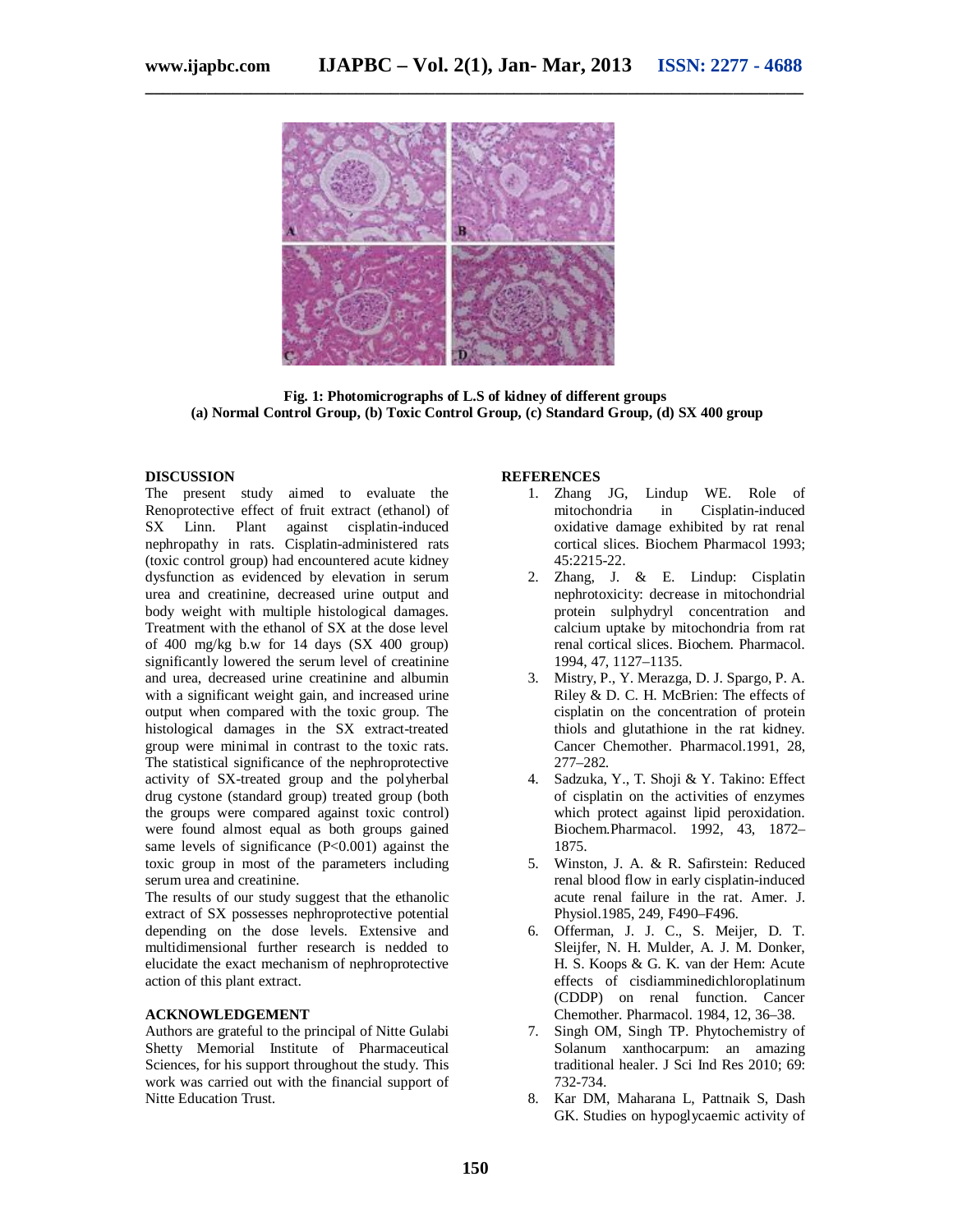Fig. 1: Photomicrographs of L.S of kidney of different groups
(a) Normal Control Group, (b) Toxic Control Group, (c) Standard Group, (d) SX 400 group

## DISCUSSION

The present study aimed to evaluate the Renoprotective effect of fruit extract (ethanol) of SX Linn. Plant against cisplatin-induced nephropathy in rats. Cisplatin-administered rats (toxic control group) had encountered acute kidney dysfunction as evidenced by elevation in serum urea and creatinine, decreased urine output and body weight with multiple histological damages. Treatment with the ethanol of SX at the dose level of 400 mg/kg b.w for 14 days (SX 400 group) significantly lowered the serum level of creatinine and urea, decreased urine creatinine and albumin with a significant weight gain, and increased urine output when compared with the toxic group. The histological damages in the SX extract-treated group were minimal in contrast to the toxic rats. The statistical significance of the nephroprotective activity of SX-treated group and the polyherbal drug cystone (standard group) treated group (both the groups were compared against toxic control) were found almost equal as both groups gained same levels of significance ($P<0.001$) against the toxic group in most of the parameters including serum urea and creatinine.

The results of our study suggest that the ethanolic extract of SX possesses nephroprotective potential depending on the dose levels. Extensive and multidimensional further research is nedded to elucidate the exact mechanism of nephroprotective action of this plant extract.

## ACKNOWLEDGEMENT

Authors are grateful to the principal of Nitte Gulabi Shetty Memorial Institute of Pharmaceutical Sciences, for his support throughout the study. This work was carried out with the financial support of Nitte Education Trust.

## REFERENCES

1. Zhang JG, Lindup WE. Role of mitochondria in Cisplatin-induced oxidative damage exhibited by rat renal cortical slices. Biochem Pharmacol 1993; 45:2215-22.
2. Zhang, J. & E. Lindup: Cisplatin nephrotoxicity: decrease in mitochondrial protein sulphydryl concentration and calcium uptake by mitochondria from rat renal cortical slices. Biochem. Pharmacol. 1994, 47, 1127–1135.
3. Mistry, P., Y. Merazga, D. J. Spargo, P. A. Riley & D. C. H. McBrien: The effects of cisplatin on the concentration of protein thiols and glutathione in the rat kidney. Cancer Chemother. Pharmacol.1991, 28, 277–282.
4. Sadzuka, Y., T. Shoji & Y. Takino: Effect of cisplatin on the activities of enzymes which protect against lipid peroxidation. Biochem.Pharmacol. 1992, 43, 1872–1875.
5. Winston, J. A. & R. Safirstein: Reduced renal blood flow in early cisplatin-induced acute renal failure in the rat. Amer. J. Physiol.1985, 249, F490–F496.
6. Offerman, J. J. C., S. Meijer, D. T. Sleijfer, N. H. Mulder, A. J. M. Donker, H. S. Koops & G. K. van der Hem: Acute effects of cisdiamminedichloroplatinum (CDDP) on renal function. Cancer Chemother. Pharmacol. 1984, 12, 36–38.
7. Singh OM, Singh TP. Phytochemistry of Solanum xanthocarpum: an amazing traditional healer. J Sci Ind Res 2010; 69: 732-734.
8. Kar DM, Maharana L, Pattnaik S, Dash GK. Studies on hypoglycaemic activity of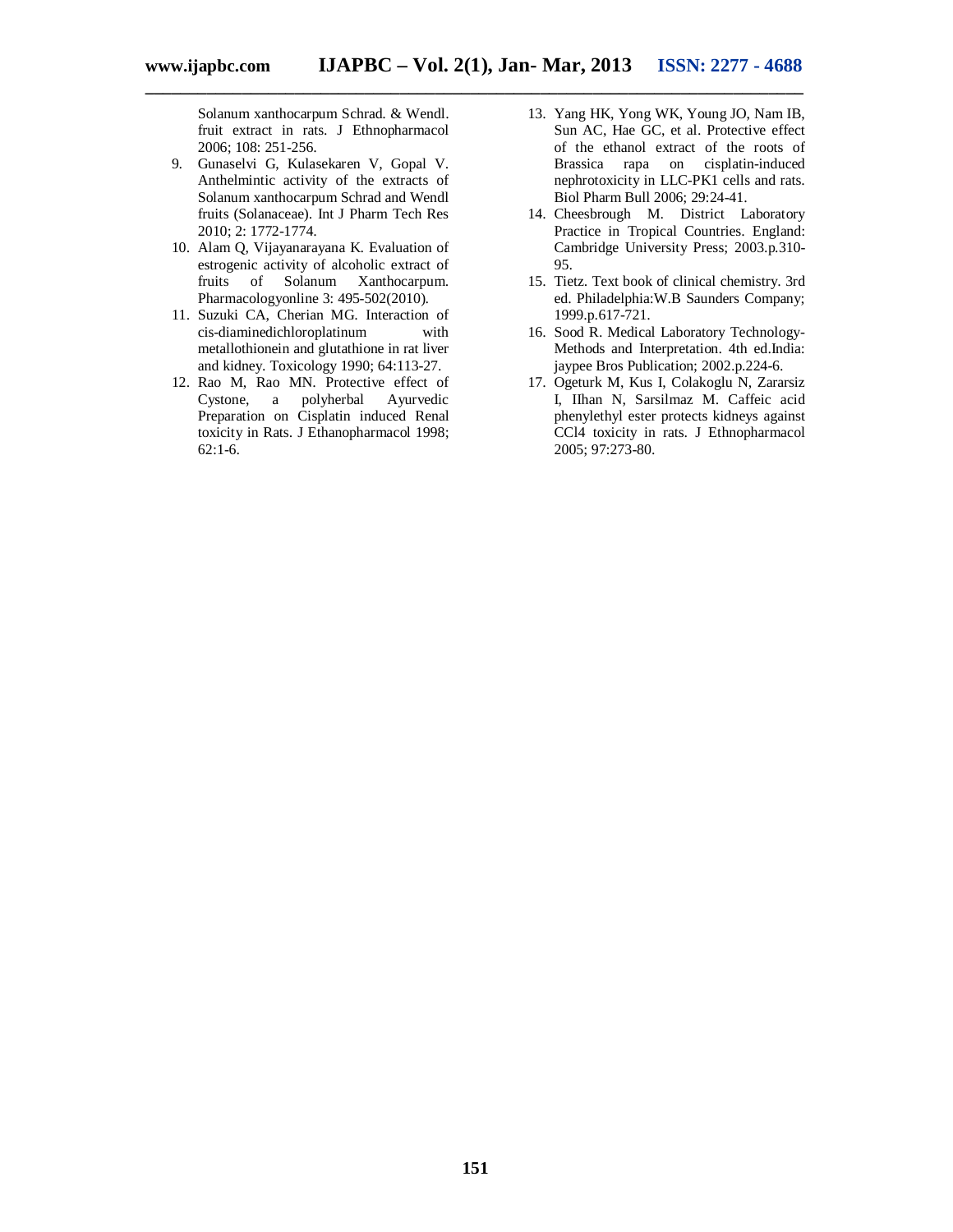Solanum xanthocarpum Schrad. & Wendl. fruit extract in rats. J Ethnopharmacol 2006; 108: 251-256.

9. Gunaselvi G, Kulasekaren V, Gopal V. Anthelmintic activity of the extracts of Solanum xanthocarpum Schrad and Wendl fruits (Solanaceae). Int J Pharm Tech Res 2010; 2: 1772-1774.
10. Alam Q, Vijayanarayana K. Evaluation of estrogenic activity of alcoholic extract of fruits of Solanum Xanthocarpum. Pharmacologyonline 3: 495-502(2010).
11. Suzuki CA, Cherian MG. Interaction of cis-diaminedichloroplatinum with metallothionein and glutathione in rat liver and kidney. Toxicology 1990; 64:113-27.
12. Rao M, Rao MN. Protective effect of Cystone, a polyherbal Ayurvedic Preparation on Cisplatin induced Renal toxicity in Rats. J Ethanopharmacol 1998; 62:1-6.
13. Yang HK, Yong WK, Young JO, Nam IB, Sun AC, Hae GC, et al. Protective effect of the ethanol extract of the roots of Brassica rapa on cisplatin-induced nephrotoxicity in LLC-PK1 cells and rats. Biol Pharm Bull 2006; 29:24-41.
14. Cheesbrough M. District Laboratory Practice in Tropical Countries. England: Cambridge University Press; 2003.p.310-95.
15. Tietz. Text book of clinical chemistry. 3rd ed. Philadelphia:W.B Saunders Company; 1999.p.617-721.
16. Sood R. Medical Laboratory Technology-Methods and Interpretation. 4th ed.India: jaypee Bros Publication; 2002.p.224-6.
17. Ogeturk M, Kus I, Colakoglu N, Zararsiz I, IIhan N, Sarsilmaz M. Caffeic acid phenylethyl ester protects kidneys against $CCl_4$ toxicity in rats. J Ethnopharmacol 2005; 97:273-80.